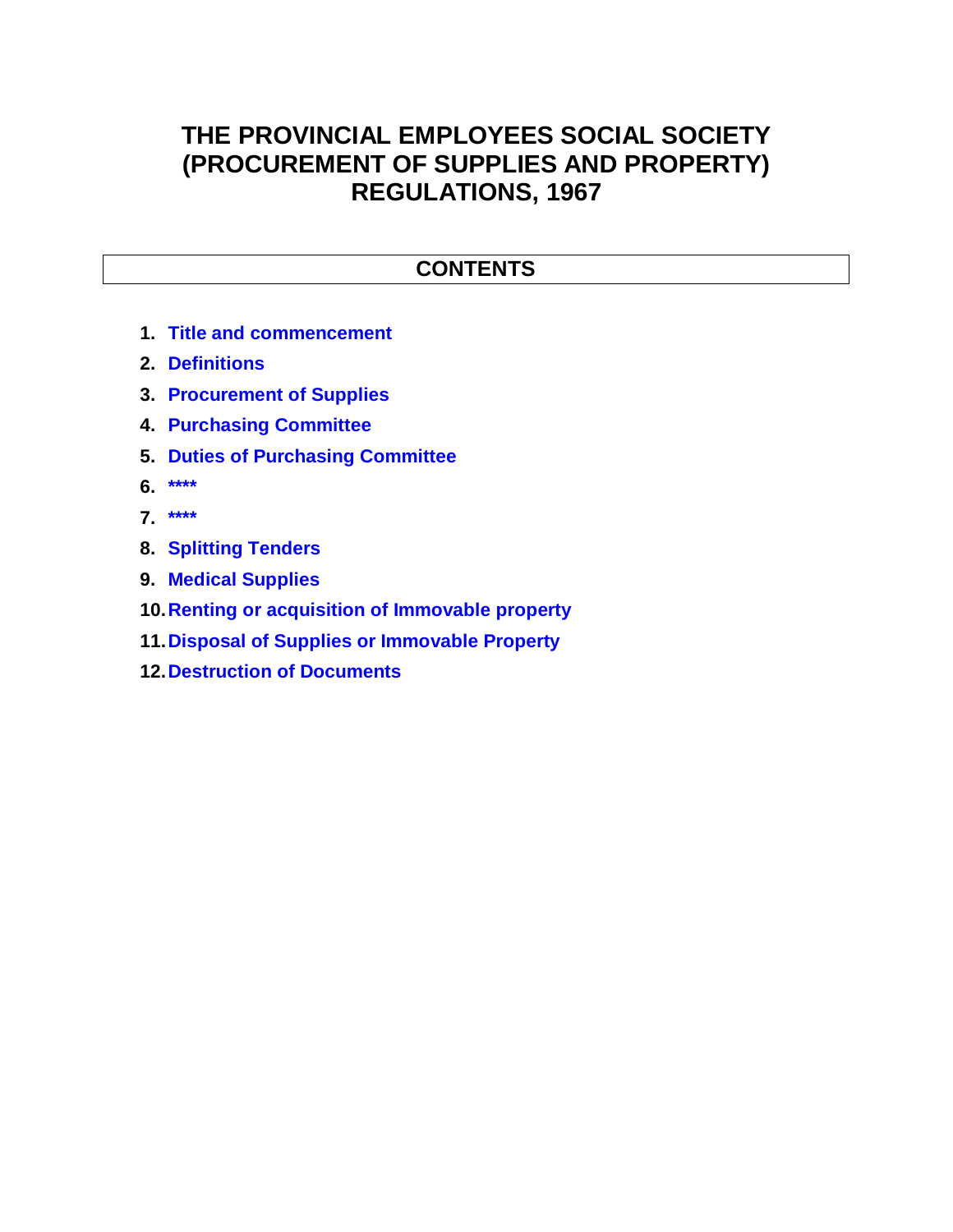# THE PROVINCIAL EMPLOYEES SOCIAL SOCIETY (PROCUREMENT OF SUPPLIES AND PROPERTY) REGULATIONS, 1967

## CONTENTS

1. Title and commencement
2. Definitions
3. Procurement of Supplies
4. Purchasing Committee
5. Duties of Purchasing Committee
6. ****
7. ****
8. Splitting Tenders
9. Medical Supplies
10. Renting or acquisition of Immovable property
11. Disposal of Supplies or Immovable Property
12. Destruction of Documents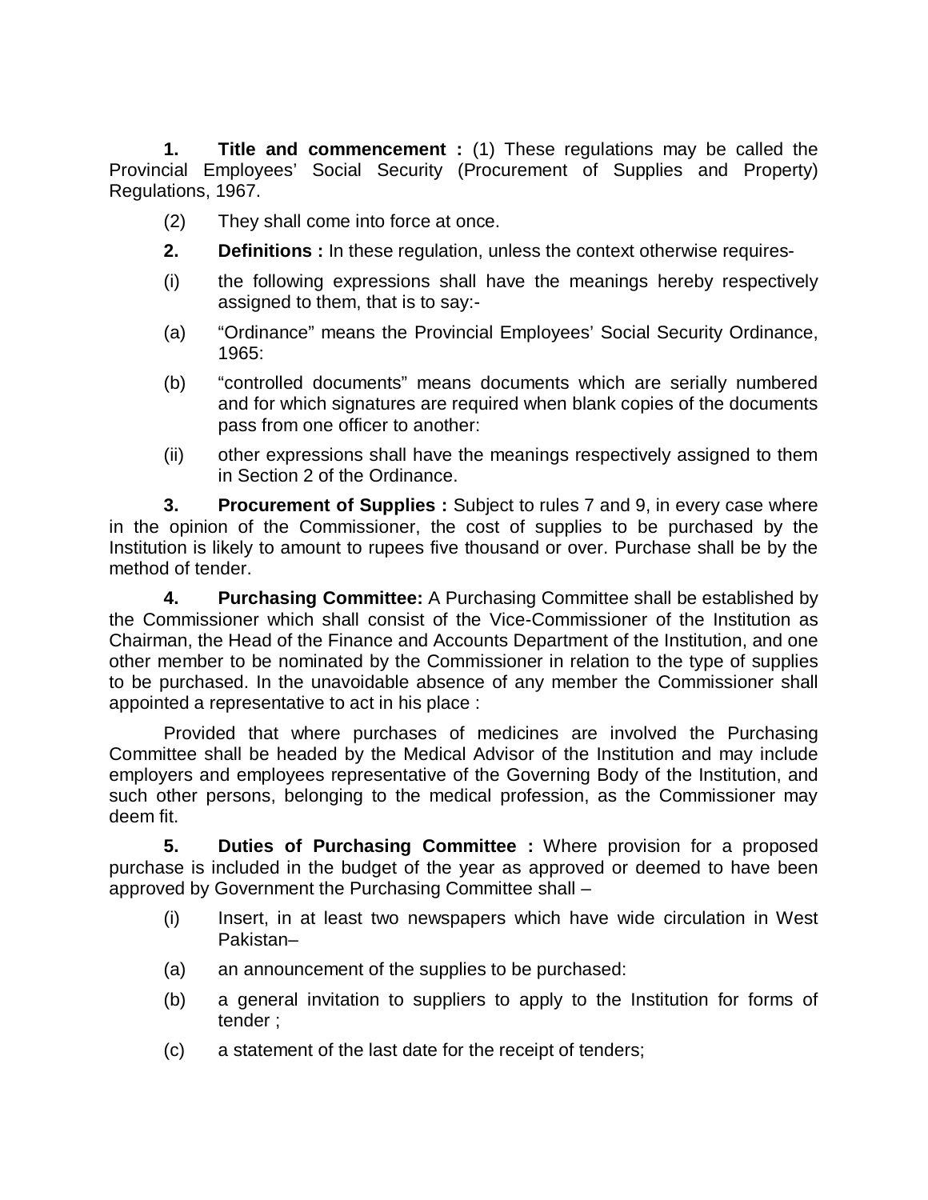**1. Title and commencement :** (1) These regulations may be called the Provincial Employees' Social Security (Procurement of Supplies and Property) Regulations, 1967.

(2) They shall come into force at once.

**2. Definitions :** In these regulation, unless the context otherwise requires-

(i) the following expressions shall have the meanings hereby respectively assigned to them, that is to say:-

(a) "Ordinance" means the Provincial Employees' Social Security Ordinance, 1965:

(b) "controlled documents" means documents which are serially numbered and for which signatures are required when blank copies of the documents pass from one officer to another:

(ii) other expressions shall have the meanings respectively assigned to them in Section 2 of the Ordinance.

**3. Procurement of Supplies :** Subject to rules 7 and 9, in every case where in the opinion of the Commissioner, the cost of supplies to be purchased by the Institution is likely to amount to rupees five thousand or over. Purchase shall be by the method of tender.

**4. Purchasing Committee:** A Purchasing Committee shall be established by the Commissioner which shall consist of the Vice-Commissioner of the Institution as Chairman, the Head of the Finance and Accounts Department of the Institution, and one other member to be nominated by the Commissioner in relation to the type of supplies to be purchased. In the unavoidable absence of any member the Commissioner shall appointed a representative to act in his place :

Provided that where purchases of medicines are involved the Purchasing Committee shall be headed by the Medical Advisor of the Institution and may include employers and employees representative of the Governing Body of the Institution, and such other persons, belonging to the medical profession, as the Commissioner may deem fit.

**5. Duties of Purchasing Committee :** Where provision for a proposed purchase is included in the budget of the year as approved or deemed to have been approved by Government the Purchasing Committee shall –

(i) Insert, in at least two newspapers which have wide circulation in West Pakistan–

(a) an announcement of the supplies to be purchased:

(b) a general invitation to suppliers to apply to the Institution for forms of tender ;

(c) a statement of the last date for the receipt of tenders;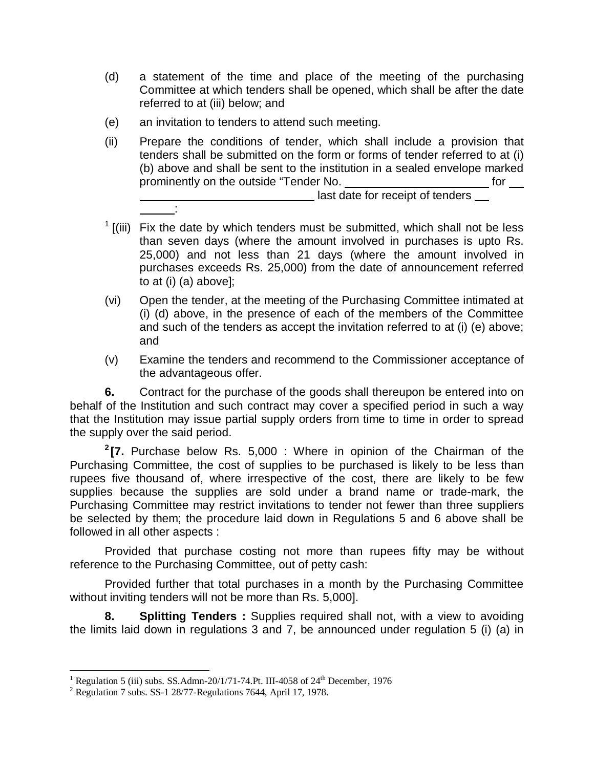(d) a statement of the time and place of the meeting of the purchasing Committee at which tenders shall be opened, which shall be after the date referred to at (iii) below; and

(e) an invitation to tenders to attend such meeting.

(ii) Prepare the conditions of tender, which shall include a provision that tenders shall be submitted on the form or forms of tender referred to at (i) (b) above and shall be sent to the institution in a sealed envelope marked prominently on the outside "Tender No. ______________________ for ___ ____________________________ last date for receipt of tenders ___ ______:

[1] [(iii) Fix the date by which tenders must be submitted, which shall not be less than seven days (where the amount involved in purchases is upto Rs. 25,000) and not less than 21 days (where the amount involved in purchases exceeds Rs. 25,000) from the date of announcement referred to at (i) (a) above];

(vi) Open the tender, at the meeting of the Purchasing Committee intimated at (i) (d) above, in the presence of each of the members of the Committee and such of the tenders as accept the invitation referred to at (i) (e) above; and

(v) Examine the tenders and recommend to the Commissioner acceptance of the advantageous offer.

**6.** Contract for the purchase of the goods shall thereupon be entered into on behalf of the Institution and such contract may cover a specified period in such a way that the Institution may issue partial supply orders from time to time in order to spread the supply over the said period.

[2] **[7.** Purchase below Rs. 5,000 : Where in opinion of the Chairman of the Purchasing Committee, the cost of supplies to be purchased is likely to be less than rupees five thousand of, where irrespective of the cost, there are likely to be few supplies because the supplies are sold under a brand name or trade-mark, the Purchasing Committee may restrict invitations to tender not fewer than three suppliers be selected by them; the procedure laid down in Regulations 5 and 6 above shall be followed in all other aspects :

Provided that purchase costing not more than rupees fifty may be without reference to the Purchasing Committee, out of petty cash:

Provided further that total purchases in a month by the Purchasing Committee without inviting tenders will not be more than Rs. 5,000].

**8. Splitting Tenders :** Supplies required shall not, with a view to avoiding the limits laid down in regulations 3 and 7, be announced under regulation 5 (i) (a) in

---

[1] Regulation 5 (iii) subs. SS.Admn-20/1/71-74.Pt. III-4058 of 24th December, 1976

[2] Regulation 7 subs. SS-1 28/77-Regulations 7644, April 17, 1978.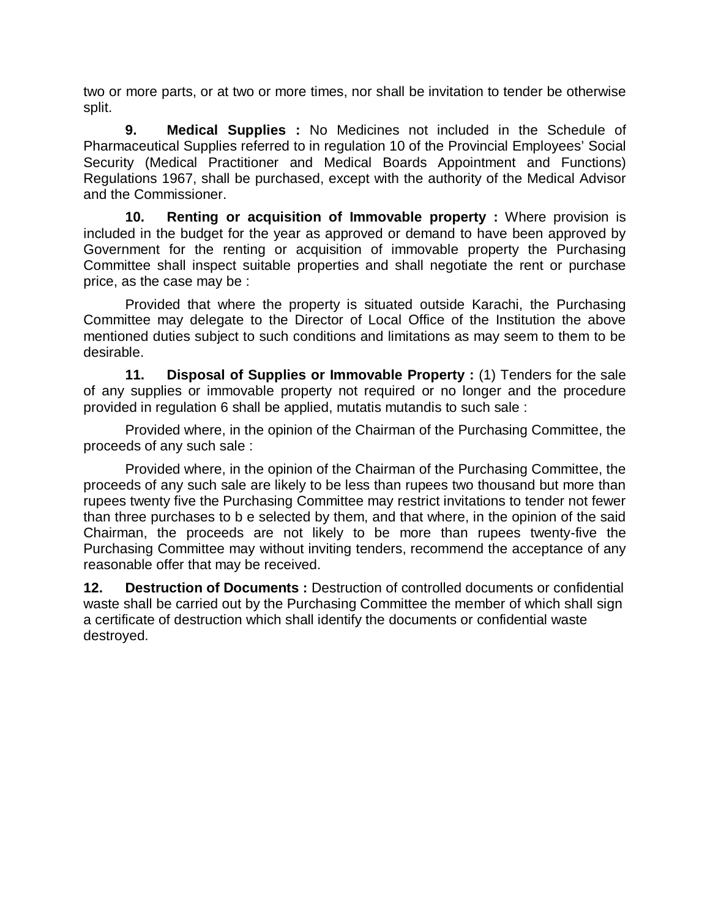two or more parts, or at two or more times, nor shall be invitation to tender be otherwise split.

**9. Medical Supplies :** No Medicines not included in the Schedule of Pharmaceutical Supplies referred to in regulation 10 of the Provincial Employees' Social Security (Medical Practitioner and Medical Boards Appointment and Functions) Regulations 1967, shall be purchased, except with the authority of the Medical Advisor and the Commissioner.

**10. Renting or acquisition of Immovable property :** Where provision is included in the budget for the year as approved or demand to have been approved by Government for the renting or acquisition of immovable property the Purchasing Committee shall inspect suitable properties and shall negotiate the rent or purchase price, as the case may be :

Provided that where the property is situated outside Karachi, the Purchasing Committee may delegate to the Director of Local Office of the Institution the above mentioned duties subject to such conditions and limitations as may seem to them to be desirable.

**11. Disposal of Supplies or Immovable Property :** (1) Tenders for the sale of any supplies or immovable property not required or no longer and the procedure provided in regulation 6 shall be applied, mutatis mutandis to such sale :

Provided where, in the opinion of the Chairman of the Purchasing Committee, the proceeds of any such sale :

Provided where, in the opinion of the Chairman of the Purchasing Committee, the proceeds of any such sale are likely to be less than rupees two thousand but more than rupees twenty five the Purchasing Committee may restrict invitations to tender not fewer than three purchases to b e selected by them, and that where, in the opinion of the said Chairman, the proceeds are not likely to be more than rupees twenty-five the Purchasing Committee may without inviting tenders, recommend the acceptance of any reasonable offer that may be received.

**12. Destruction of Documents :** Destruction of controlled documents or confidential waste shall be carried out by the Purchasing Committee the member of which shall sign a certificate of destruction which shall identify the documents or confidential waste destroyed.